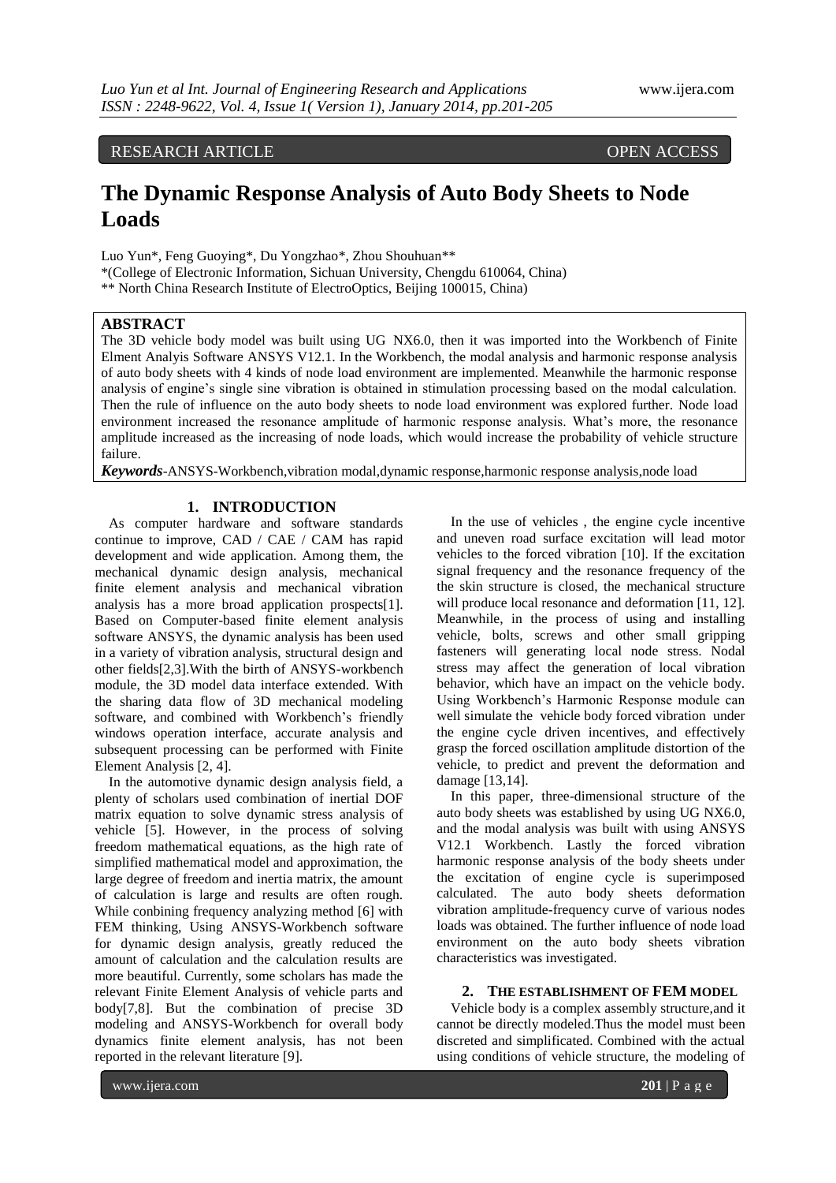RESEARCH ARTICLE OPEN ACCESS

# The Dynamic Response Analysis of Auto Body Sheets to Node Loads

Luo Yun*, Feng Guoying*, Du Yongzhao*, Zhou Shouhuan**

*(College of Electronic Information, Sichuan University, Chengdu 610064, China)

** North China Research Institute of ElectroOptics, Beijing 100015, China)

## ABSTRACT

The 3D vehicle body model was built using UG NX6.0, then it was imported into the Workbench of Finite Elment Analyis Software ANSYS V12.1. In the Workbench, the modal analysis and harmonic response analysis of auto body sheets with 4 kinds of node load environment are implemented. Meanwhile the harmonic response analysis of engine's single sine vibration is obtained in stimulation processing based on the modal calculation. Then the rule of influence on the auto body sheets to node load environment was explored further. Node load environment increased the resonance amplitude of harmonic response analysis. What's more, the resonance amplitude increased as the increasing of node loads, which would increase the probability of vehicle structure failure.

***Keywords***-ANSYS-Workbench,vibration modal,dynamic response,harmonic response analysis,node load

## 1. INTRODUCTION

As computer hardware and software standards continue to improve, CAD / CAE / CAM has rapid development and wide application. Among them, the mechanical dynamic design analysis, mechanical finite element analysis and mechanical vibration analysis has a more broad application prospects[1]. Based on Computer-based finite element analysis software ANSYS, the dynamic analysis has been used in a variety of vibration analysis, structural design and other fields[2,3].With the birth of ANSYS-workbench module, the 3D model data interface extended. With the sharing data flow of 3D mechanical modeling software, and combined with Workbench's friendly windows operation interface, accurate analysis and subsequent processing can be performed with Finite Element Analysis [2, 4].

In the automotive dynamic design analysis field, a plenty of scholars used combination of inertial DOF matrix equation to solve dynamic stress analysis of vehicle [5]. However, in the process of solving freedom mathematical equations, as the high rate of simplified mathematical model and approximation, the large degree of freedom and inertia matrix, the amount of calculation is large and results are often rough. While conbining frequency analyzing method [6] with FEM thinking, Using ANSYS-Workbench software for dynamic design analysis, greatly reduced the amount of calculation and the calculation results are more beautiful. Currently, some scholars has made the relevant Finite Element Analysis of vehicle parts and body[7,8]. But the combination of precise 3D modeling and ANSYS-Workbench for overall body dynamics finite element analysis, has not been reported in the relevant literature [9].

In the use of vehicles , the engine cycle incentive and uneven road surface excitation will lead motor vehicles to the forced vibration [10]. If the excitation signal frequency and the resonance frequency of the the skin structure is closed, the mechanical structure will produce local resonance and deformation [11, 12]. Meanwhile, in the process of using and installing vehicle, bolts, screws and other small gripping fasteners will generating local node stress. Nodal stress may affect the generation of local vibration behavior, which have an impact on the vehicle body. Using Workbench's Harmonic Response module can well simulate the vehicle body forced vibration under the engine cycle driven incentives, and effectively grasp the forced oscillation amplitude distortion of the vehicle, to predict and prevent the deformation and damage [13,14].

In this paper, three-dimensional structure of the auto body sheets was established by using UG NX6.0, and the modal analysis was built with using ANSYS V12.1 Workbench. Lastly the forced vibration harmonic response analysis of the body sheets under the excitation of engine cycle is superimposed calculated. The auto body sheets deformation vibration amplitude-frequency curve of various nodes loads was obtained. The further influence of node load environment on the auto body sheets vibration characteristics was investigated.

## 2. THE ESTABLISHMENT OF FEM MODEL

Vehicle body is a complex assembly structure,and it cannot be directly modeled.Thus the model must been discreted and simplificated. Combined with the actual using conditions of vehicle structure, the modeling of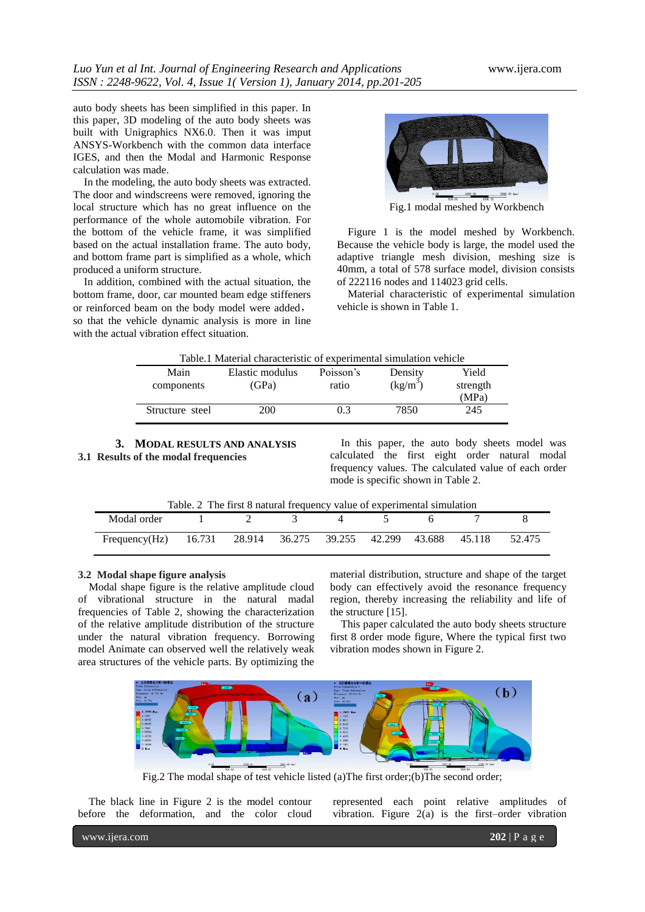auto body sheets has been simplified in this paper. In this paper, 3D modeling of the auto body sheets was built with Unigraphics NX6.0. Then in it was imput ANSYS-Workbench with the common data interface IGES, and then the Modal and Harmonic Response calculation was made.

In the modeling, the auto body sheets was extracted. The door and windscreens were removed, ignoring the local structure which has no great influence on the performance of the whole automobile vibration. For the bottom of the vehicle frame, it was simplified based on the actual installation frame. The auto body, and bottom frame part is simplified as a whole, which produced a uniform structure.

In addition, combined with the actual situation, the bottom frame, door, car mounted beam edge stiffeners or reinforced beam on the body model were added， so that the vehicle dynamic analysis is more in line with the actual vibration effect situation.

Fig.1 modal meshed by Workbench

Figure 1 is the model meshed by Workbench. Because the vehicle body is large, the model used the adaptive triangle mesh division, meshing size is 40mm, a total of 578 surface model, division consists of 222116 nodes and 114023 grid cells.

Material characteristic of experimental simulation vehicle is shown in Table 1.

Table.1 Material characteristic of experimental simulation vehicle

| Main components | Elastic modulus (GPa) | Poisson's ratio | Density (kg/m$^3$) | Yield strength (MPa) |
|---|---|---|---|---|
| Structure steel | 200 | 0.3 | 7850 | 245 |

## 3. MODAL RESULTS AND ANALYSIS

### 3.1 Results of the modal frequencies

In this paper, the auto body sheets model was calculated the first eight order natural modal frequency values. The calculated value of each order mode is specific shown in Table 2.

Table. 2 The first 8 natural frequency value of experimental simulation

| Modal order | 1 | 2 | 3 | 4 | 5 | 6 | 7 | 8 |
|---|---|---|---|---|---|---|---|---|
| Frequency(Hz) | 16.731 | 28.914 | 36.275 | 39.255 | 42.299 | 43.688 | 45.118 | 52.475 |

### 3.2 Modal shape figure analysis

Modal shape figure is the relative amplitude cloud of vibrational structure in the natural madal frequencies of Table 2, showing the characterization of the relative amplitude distribution of the structure under the natural vibration frequency. Borrowing model Animate can observed well the relatively weak area structures of the vehicle parts. By optimizing the material distribution, structure and shape of the target body can effectively avoid the resonance frequency region, thereby increasing the reliability and life of the structure [15].

This paper calculated the auto body sheets structure first 8 order mode figure, Where the typical first two vibration modes shown in Figure 2.

Fig.2 The modal shape of test vehicle listed (a)The first order;(b)The second order;

The black line in Figure 2 is the model contour before the deformation, and the color cloud represented each point relative amplitudes of vibration. Figure 2(a) is the first–order vibration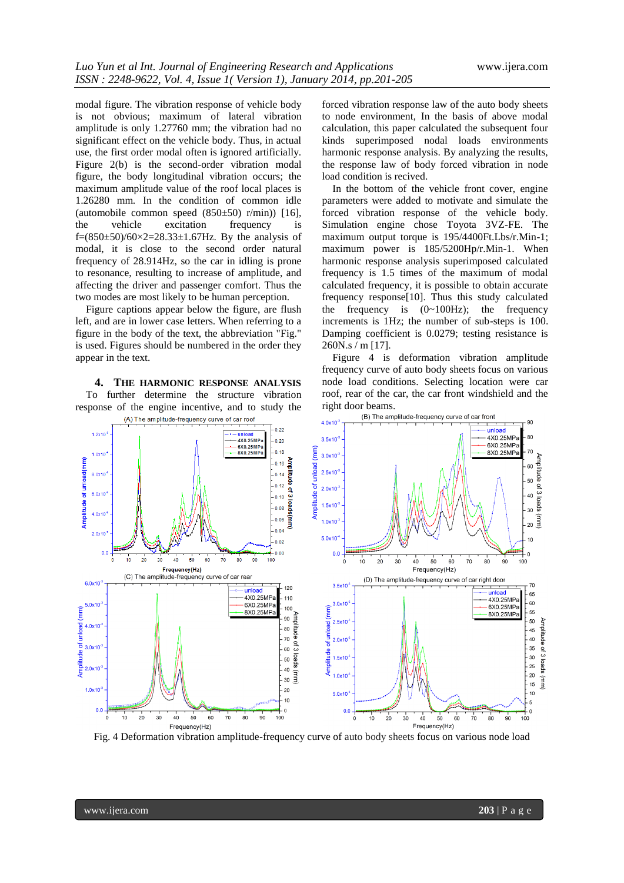modal figure. The vibration response of vehicle body is not obvious; maximum of lateral vibration amplitude is only 1.27760 mm; the vibration had no significant effect on the vehicle body. Thus, in actual use, the first order modal often is ignored artificially. Figure 2(b) is the second-order vibration modal figure, the body longitudinal vibration occurs; the maximum amplitude value of the roof local places is 1.26280 mm. In the condition of common idle (automobile common speed (850±50) r/min)) [16], the vehicle excitation frequency is $f=(850\pm50)/60\times2=28.33\pm1.67$Hz. By the analysis of modal, it is close to the second order natural frequency of 28.914Hz, so the car in idling is prone to resonance, resulting to increase of amplitude, and affecting the driver and passenger comfort. Thus the two modes are most likely to be human perception.

Figure captions appear below the figure, are flush left, and are in lower case letters. When referring to a figure in the body of the text, the abbreviation "Fig." is used. Figures should be numbered in the order they appear in the text.

## 4. THE HARMONIC RESPONSE ANALYSIS

To further determine the structure vibration response of the engine incentive, and to study the forced vibration response law of the auto body sheets to node environment, In the basis of above modal calculation, this paper calculated the subsequent four kinds superimposed nodal loads environments harmonic response analysis. By analyzing the results, the response law of body forced vibration in node load condition is recived.

In the bottom of the vehicle front cover, engine parameters were added to motivate and simulate the forced vibration response of the vehicle body. Simulation engine chose Toyota 3VZ-FE. The maximum output torque is 195/4400Ft.Lbs/r.Min-1; maximum power is 185/5200Hp/r.Min-1. When harmonic response analysis superimposed calculated frequency is 1.5 times of the maximum of modal calculated frequency, it is possible to obtain accurate frequency response[10]. Thus this study calculated the frequency is (0~100Hz); the frequency increments is 1Hz; the number of sub-steps is 100. Damping coefficient is 0.0279; testing resistance is 260N.s / m [17].

Figure 4 is deformation vibration amplitude frequency curve of auto body sheets focus on various node load conditions. Selecting location were car roof, rear of the car, the car front windshield and the right door beams.

Fig. 4 Deformation vibration amplitude-frequency curve of auto body sheets focus on various node load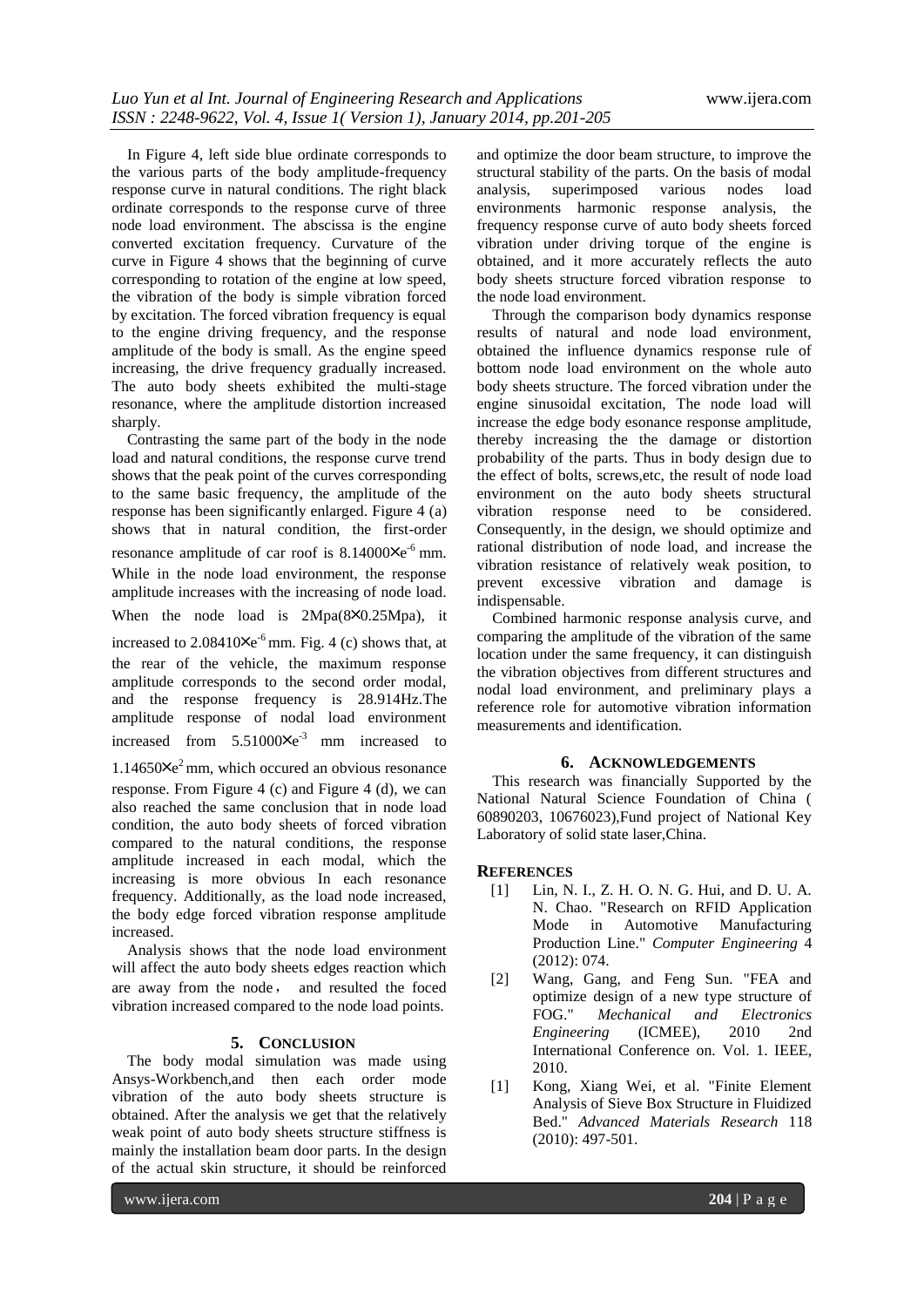In Figure 4, left side blue ordinate corresponds to the various parts of the body amplitude-frequency response curve in natural conditions. The right black ordinate corresponds to the response curve of three node load environment. The abscissa is the engine converted excitation frequency. Curvature of the curve in Figure 4 shows that the beginning of curve corresponding to rotation of the engine at low speed, the vibration of the body is simple vibration forced by excitation. The forced vibration frequency is equal to the engine driving frequency, and the response amplitude of the body is small. As the engine speed increasing, the drive frequency gradually increased. The auto body sheets exhibited the multi-stage resonance, where the amplitude distortion increased sharply.

Contrasting the same part of the body in the node load and natural conditions, the response curve trend shows that the peak point of the curves corresponding to the same basic frequency, the amplitude of the response has been significantly enlarged. Figure 4 (a) shows that in natural condition, the first-order resonance amplitude of car roof is $8.14000 \times e^{-6}$ mm. While in the node load environment, the response amplitude increases with the increasing of node load. When the node load is 2Mpa($8 \times 0.25$Mpa), it increased to $2.08410 \times e^{-6}$ mm. Fig. 4 (c) shows that, at the rear of the vehicle, the maximum response amplitude corresponds to the second order modal, and the response frequency is 28.914Hz.The amplitude response of nodal load environment increased from $5.51000 \times e^{-3}$ mm increased to $1.14650 \times e^{2}$ mm, which occured an obvious resonance response. From Figure 4 (c) and Figure 4 (d), we can also reached the same conclusion that in node load condition, the auto body sheets of forced vibration compared to the natural conditions, the response amplitude increased in each modal, which the increasing is more obvious In each resonance frequency. Additionally, as the load node increased, the body edge forced vibration response amplitude increased.

Analysis shows that the node load environment will affect the auto body sheets edges reaction which are away from the node， and resulted the foced vibration increased compared to the node load points.

## 5. CONCLUSION

The body modal simulation was made using Ansys-Workbench,and then each order mode vibration of the auto body sheets structure is obtained. After the analysis we get that the relatively weak point of auto body sheets structure stiffness is mainly the installation beam door parts. In the design of the actual skin structure, it should be reinforced and optimize the door beam structure, to improve the structural stability of the parts. On the basis of modal analysis, superimposed various nodes load environments harmonic response analysis, the frequency response curve of auto body sheets forced vibration under driving torque of the engine is obtained, and it more accurately reflects the auto body sheets structure forced vibration response to the node load environment.

Through the comparison body dynamics response results of natural and node load environment, obtained the influence dynamics response rule of bottom node load environment on the whole auto body sheets structure. The forced vibration under the engine sinusoidal excitation, The node load will increase the edge body esonance response amplitude, thereby increasing the the damage or distortion probability of the parts. Thus in body design due to the effect of bolts, screws,etc, the result of node load environment on the auto body sheets structural vibration response need to be considered. Consequently, in the design, we should optimize and rational distribution of node load, and increase the vibration resistance of relatively weak position, to prevent excessive vibration and damage is indispensable.

Combined harmonic response analysis curve, and comparing the amplitude of the vibration of the same location under the same frequency, it can distinguish the vibration objectives from different structures and nodal load environment, and preliminary plays a reference role for automotive vibration information measurements and identification.

## 6. ACKNOWLEDGEMENTS

This research was financially Supported by the National Natural Science Foundation of China ( 60890203, 10676023),Fund project of National Key Laboratory of solid state laser,China.

## REFERENCES

[1] Lin, N. I., Z. H. O. N. G. Hui, and D. U. A. N. Chao. "Research on RFID Application Mode in Automotive Manufacturing Production Line." *Computer Engineering* 4 (2012): 074.

[2] Wang, Gang, and Feng Sun. "FEA and optimize design of a new type structure of FOG." *Mechanical and Electronics Engineering* (ICMEE), 2010 2nd International Conference on. Vol. 1. IEEE, 2010.

[1] Kong, Xiang Wei, et al. "Finite Element Analysis of Sieve Box Structure in Fluidized Bed." *Advanced Materials Research* 118 (2010): 497-501.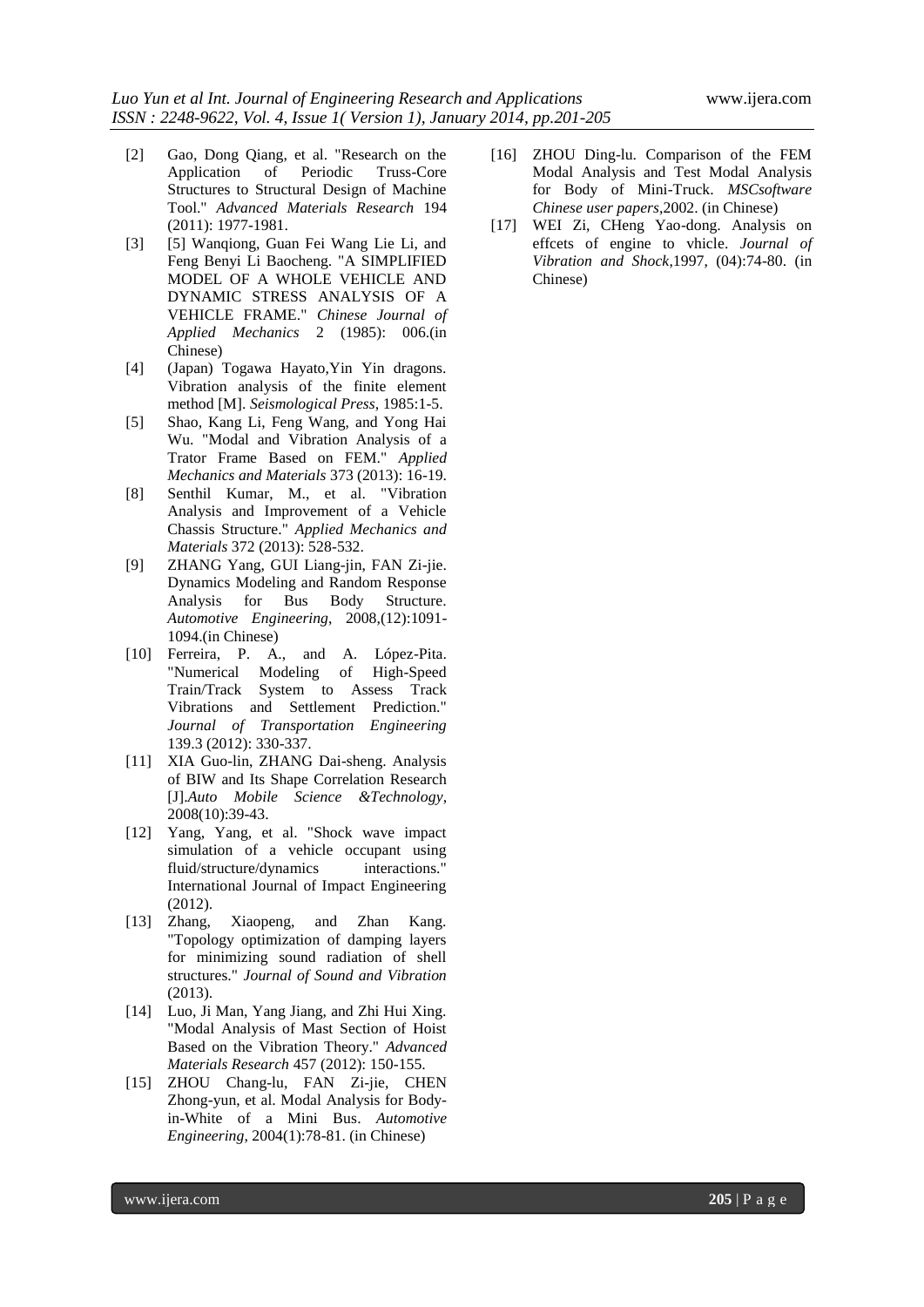- [2] Gao, Dong Qiang, et al. "Research on the Application of Periodic Truss-Core Structures to Structural Design of Machine Tool." *Advanced Materials Research* 194 (2011): 1977-1981.
- [3] [5] Wanqiong, Guan Fei Wang Lie Li, and Feng Benyi Li Baocheng. "A SIMPLIFIED MODEL OF A WHOLE VEHICLE AND DYNAMIC STRESS ANALYSIS OF A VEHICLE FRAME." *Chinese Journal of Applied Mechanics* 2 (1985): 006.(in Chinese)
- [4] (Japan) Togawa Hayato,Yin Yin dragons. Vibration analysis of the finite element method [M]. *Seismological Press*, 1985:1-5.
- [5] Shao, Kang Li, Feng Wang, and Yong Hai Wu. "Modal and Vibration Analysis of a Trator Frame Based on FEM." *Applied Mechanics and Materials* 373 (2013): 16-19.
- [8] Senthil Kumar, M., et al. "Vibration Analysis and Improvement of a Vehicle Chassis Structure." *Applied Mechanics and Materials* 372 (2013): 528-532.
- [9] ZHANG Yang, GUI Liang-jin, FAN Zi-jie. Dynamics Modeling and Random Response Analysis for Bus Body Structure. *Automotive Engineering*, 2008,(12):1091-1094.(in Chinese)
- [10] Ferreira, P. A., and A. López-Pita. "Numerical Modeling of High-Speed Train/Track System to Assess Track Vibrations and Settlement Prediction." *Journal of Transportation Engineering* 139.3 (2012): 330-337.
- [11] XIA Guo-lin, ZHANG Dai-sheng. Analysis of BIW and Its Shape Correlation Research [J].*Auto Mobile Science &Technology*, 2008(10):39-43.
- [12] Yang, Yang, et al. "Shock wave impact simulation of a vehicle occupant using fluid/structure/dynamics interactions." International Journal of Impact Engineering (2012).
- [13] Zhang, Xiaopeng, and Zhan Kang. "Topology optimization of damping layers for minimizing sound radiation of shell structures." *Journal of Sound and Vibration* (2013).
- [14] Luo, Ji Man, Yang Jiang, and Zhi Hui Xing. "Modal Analysis of Mast Section of Hoist Based on the Vibration Theory." *Advanced Materials Research* 457 (2012): 150-155.
- [15] ZHOU Chang-lu, FAN Zi-jie, CHEN Zhong-yun, et al. Modal Analysis for Body-in-White of a Mini Bus. *Automotive Engineering*, 2004(1):78-81. (in Chinese)
- [16] ZHOU Ding-lu. Comparison of the FEM Modal Analysis and Test Modal Analysis for Body of Mini-Truck. *MSCsoftware Chinese user papers*,2002. (in Chinese)
- [17] WEI Zi, CHeng Yao-dong. Analysis on effcets of engine to vhicle. *Journal of Vibration and Shock*,1997, (04):74-80. (in Chinese)